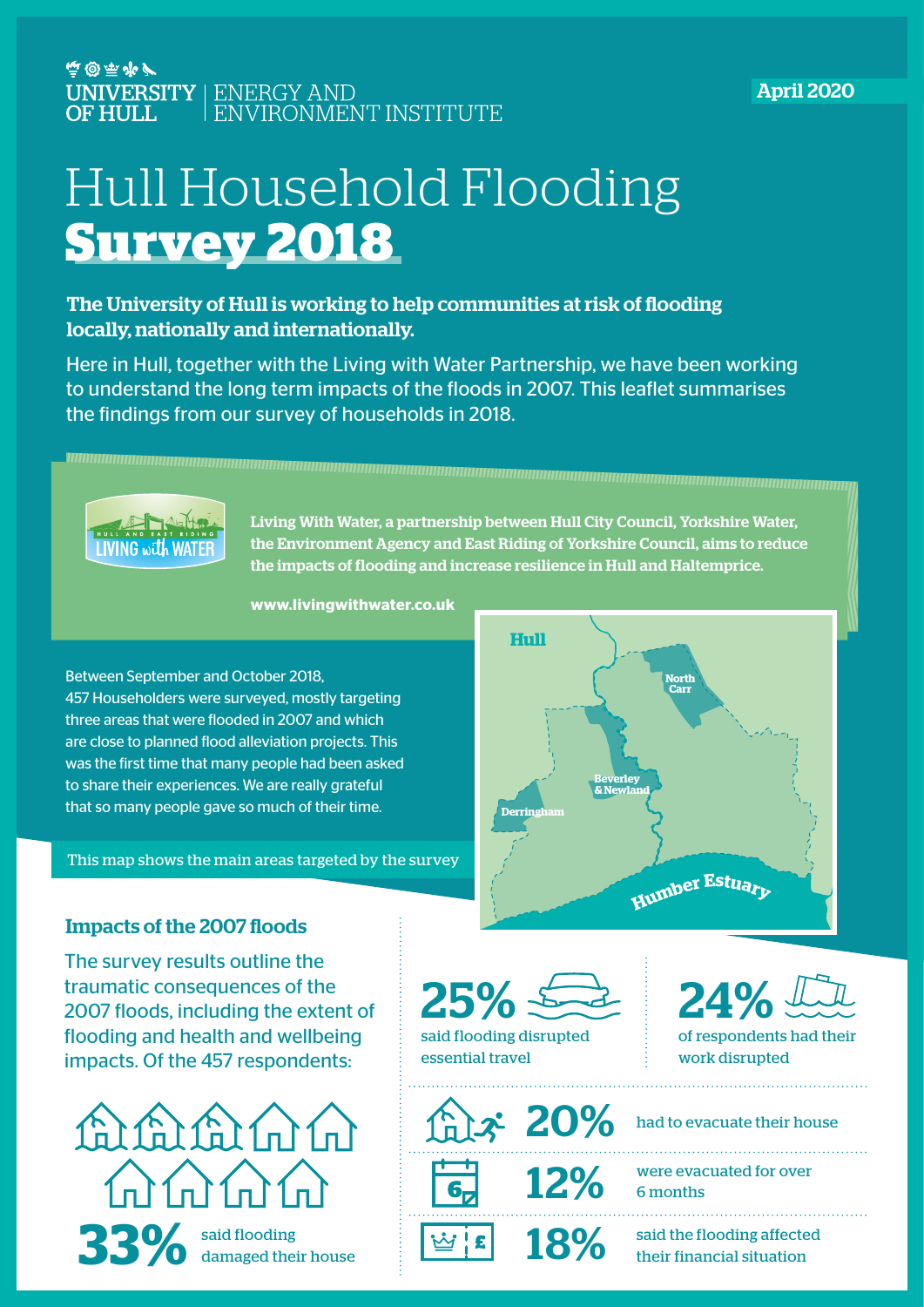UNIVERSITY OF HULL | ENERGY AND ENVIRONMENT INSTITUTE

April 2020

# Hull Household Flooding **Survey 2018**

**The University of Hull is working to help communities at risk of flooding locally, nationally and internationally.**

Here in Hull, together with the Living with Water Partnership, we have been working to understand the long term impacts of the floods in 2007. This leaflet summarises the findings from our survey of households in 2018.

**Living With Water, a partnership between Hull City Council, Yorkshire Water, the Environment Agency and East Riding of Yorkshire Council, aims to reduce the impacts of flooding and increase resilience in Hull and Haltemprice.**

**www.livingwithwater.co.uk**

Between September and October 2018, 457 Householders were surveyed, mostly targeting three areas that were flooded in 2007 and which are close to planned flood alleviation projects. This was the first time that many people had been asked to share their experiences. We are really grateful that so many people gave so much of their time.

This map shows the main areas targeted by the survey

Hull — North Carr — Beverley & Newland — Derringham — Humber Estuary

## Impacts of the 2007 floods

The survey results outline the traumatic consequences of the 2007 floods, including the extent of flooding and health and wellbeing impacts. Of the 457 respondents:

**33%** said flooding damaged their house

**25%** said flooding disrupted essential travel

**24%** of respondents had their work disrupted

**20%** had to evacuate their house

**12%** were evacuated for over 6 months

**18%** said the flooding affected their financial situation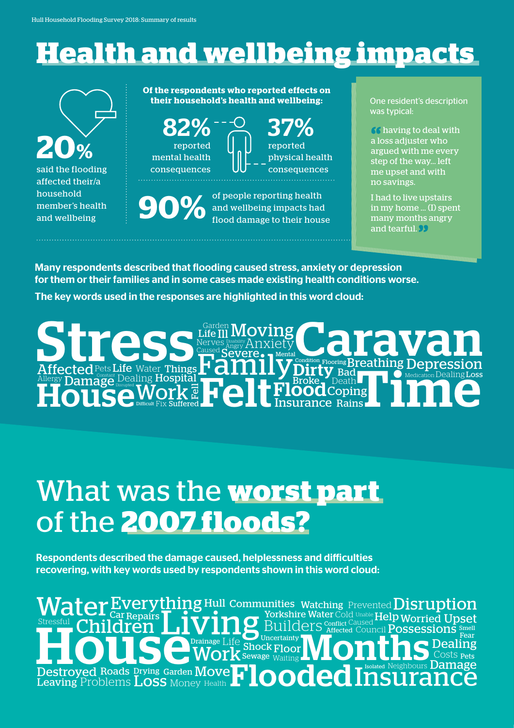# Health and wellbeing impacts

**20%** said the flooding affected their/a household member's health and wellbeing

**Of the respondents who reported effects on their household's health and wellbeing:**

**82%** reported mental health consequences

**37%** reported physical health consequences

**90%** of people reporting health and wellbeing impacts had flood damage to their house

One resident's description was typical:

> "having to deal with a loss adjuster who argued with me every step of the way... left me upset and with no savings.
>
> I had to live upstairs in my home ... (I) spent many months angry and tearful."

**Many respondents described that flooding caused stress, anxiety or depression for them or their families and in some cases made existing health conditions worse.**

**The key words used in the responses are highlighted in this word cloud:**

Stress Garden Life Ill Moving Nerves Disability Angry Anxiety Caused Severe Mental Caravan Affected Pets Life Water Things Family Condition Flooding Breathing Depression Allergy Constant Damage Disrupted Dealing Hospital Dirty Bad Medication Dealing Loss House Work Fell Difficult Fix Suffered Felt Broke Death Flood Coping Insurance Rains Time

## What was the **worst part** of the **2007 floods?**

**Respondents described the damage caused, helplessness and difficulties recovering, with key words used by respondents shown in this word cloud:**

Water Everything Hull Communities Watching Prevented Disruption Stressful Car Repairs Children Living Yorkshire Water Cold Unable Help Worried Upset Builders Conflict Caused Affected Council Possessions Smell Fear House Uncertainty Drainage Life Shock Floor Work Sewage Waiting Months Dealing Costs Pets Isolated Neighbours Damage Destroyed Roads Drying Garden Move Leaving Problems Loss Money Health Flooded Insurance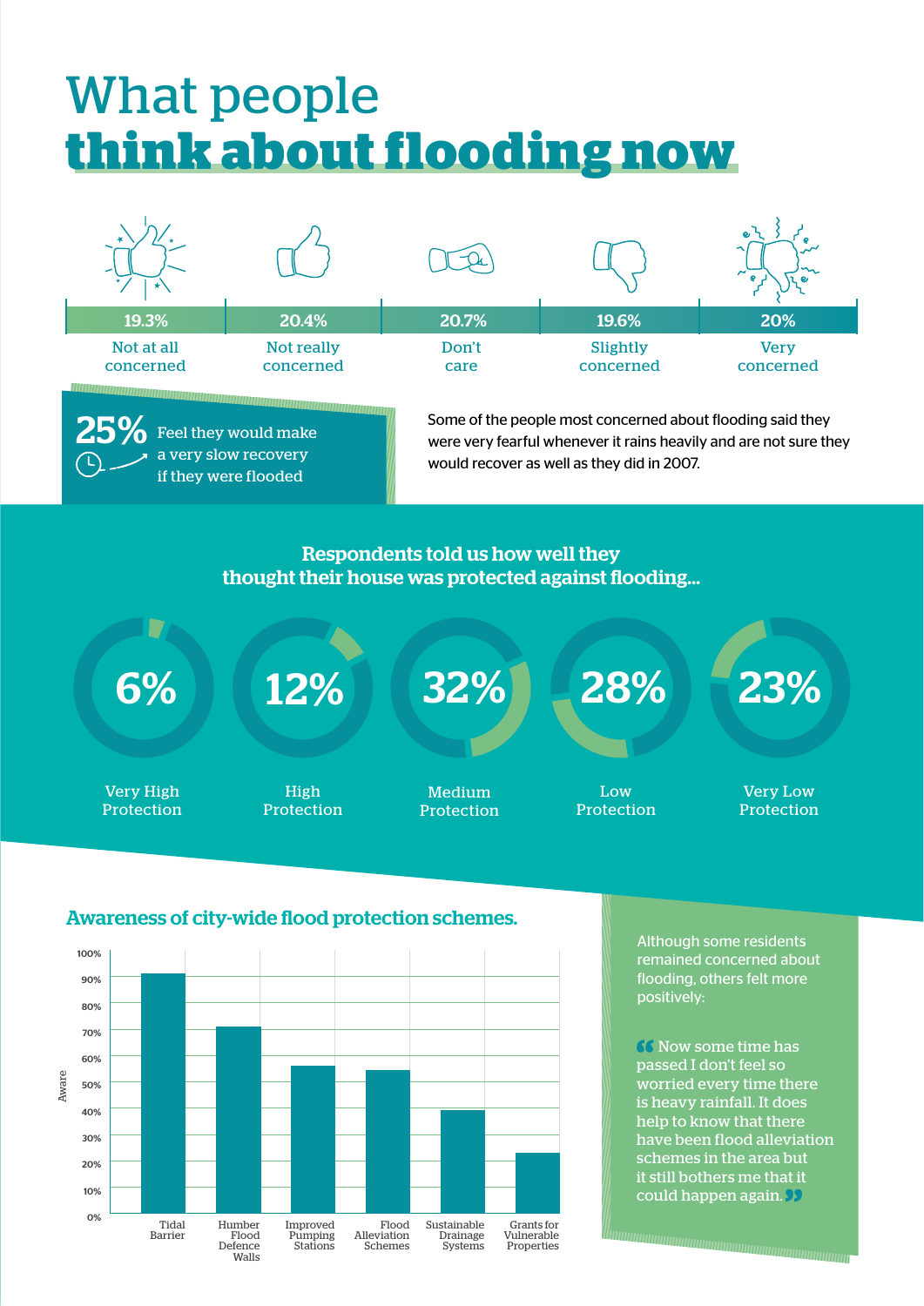# What people **think about flooding now**

| 19.3% | 20.4% | 20.7% | 19.6% | 20% |
|---|---|---|---|---|
| Not at all concerned | Not really concerned | Don't care | Slightly concerned | Very concerned |

**25%** Feel they would make a very slow recovery if they were flooded

Some of the people most concerned about flooding said they were very fearful whenever it rains heavily and are not sure they would recover as well as they did in 2007.

## Respondents told us how well they thought their house was protected against flooding...

| 6% | 12% | 32% | 28% | 23% |
|---|---|---|---|---|
| Very High Protection | High Protection | Medium Protection | Low Protection | Very Low Protection |

## Awareness of city-wide flood protection schemes.

| Scheme | Aware |
|---|---|
| Tidal Barrier | ~91% |
| Humber Flood Defence Walls | ~71% |
| Improved Pumping Stations | ~56% |
| Flood Alleviation Schemes | ~55% |
| Sustainable Drainage Systems | ~39% |
| Grants for Vulnerable Properties | ~23% |

Although some residents remained concerned about flooding, others felt more positively:

> "Now some time has passed I don't feel so worried every time there is heavy rainfall. It does help to know that there have been flood alleviation schemes in the area but it still bothers me that it could happen again."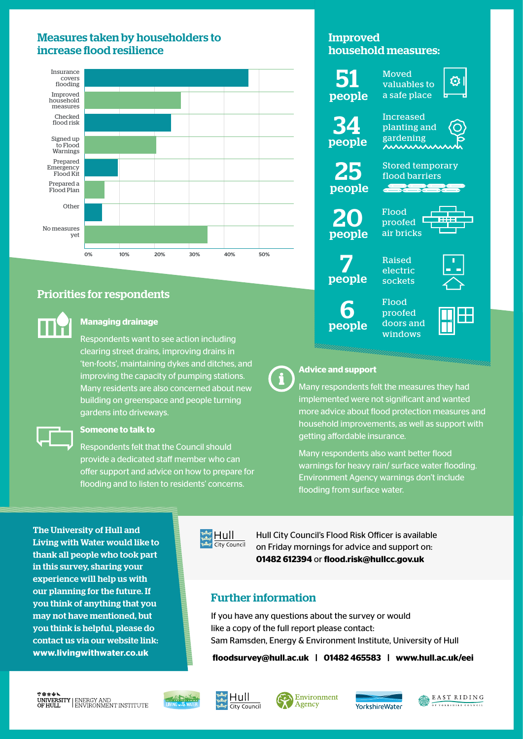## Measures taken by householders to increase flood resilience

Insurance covers flooding
Improved household measures
Checked flood risk
Signed up to Flood Warnings
Prepared Emergency Flood Kit
Prepared a Flood Plan
Other
No measures yet

0% 10% 20% 30% 40% 50%

## Improved household measures:

**51 people** Moved valuables to a safe place

**34 people** Increased planting and gardening

**25 people** Stored temporary flood barriers

**20 people** Flood proofed air bricks

**7 people** Raised electric sockets

**6 people** Flood proofed doors and windows

## Priorities for respondents

### Managing drainage

Respondents want to see action including clearing street drains, improving drains in 'ten-foots', maintaining dykes and ditches, and improving the capacity of pumping stations. Many residents are also concerned about new building on greenspace and people turning gardens into driveways.

### Someone to talk to

Respondents felt that the Council should provide a dedicated staff member who can offer support and advice on how to prepare for flooding and to listen to residents' concerns.

### Advice and support

Many respondents felt the measures they had implemented were not significant and wanted more advice about flood protection measures and household improvements, as well as support with getting affordable insurance.

Many respondents also want better flood warnings for heavy rain/ surface water flooding. Environment Agency warnings don't include flooding from surface water.

**The University of Hull and Living with Water would like to thank all people who took part in this survey, sharing your experience will help us with our planning for the future. If you think of anything that you may not have mentioned, but you think is helpful, please do contact us via our website link: www.livingwithwater.co.uk**

Hull City Council

Hull City Council's Flood Risk Officer is available on Friday mornings for advice and support on: **01482 612394** or **flood.risk@hullcc.gov.uk**

## Further information

If you have any questions about the survey or would like a copy of the full report please contact:
Sam Ramsden, Energy & Environment Institute, University of Hull

**floodsurvey@hull.ac.uk | 01482 465583 | www.hull.ac.uk/eei**

University of Hull | Energy and Environment Institute — Living with Water — Hull City Council — Environment Agency — Yorkshire Water — East Riding of Yorkshire Council